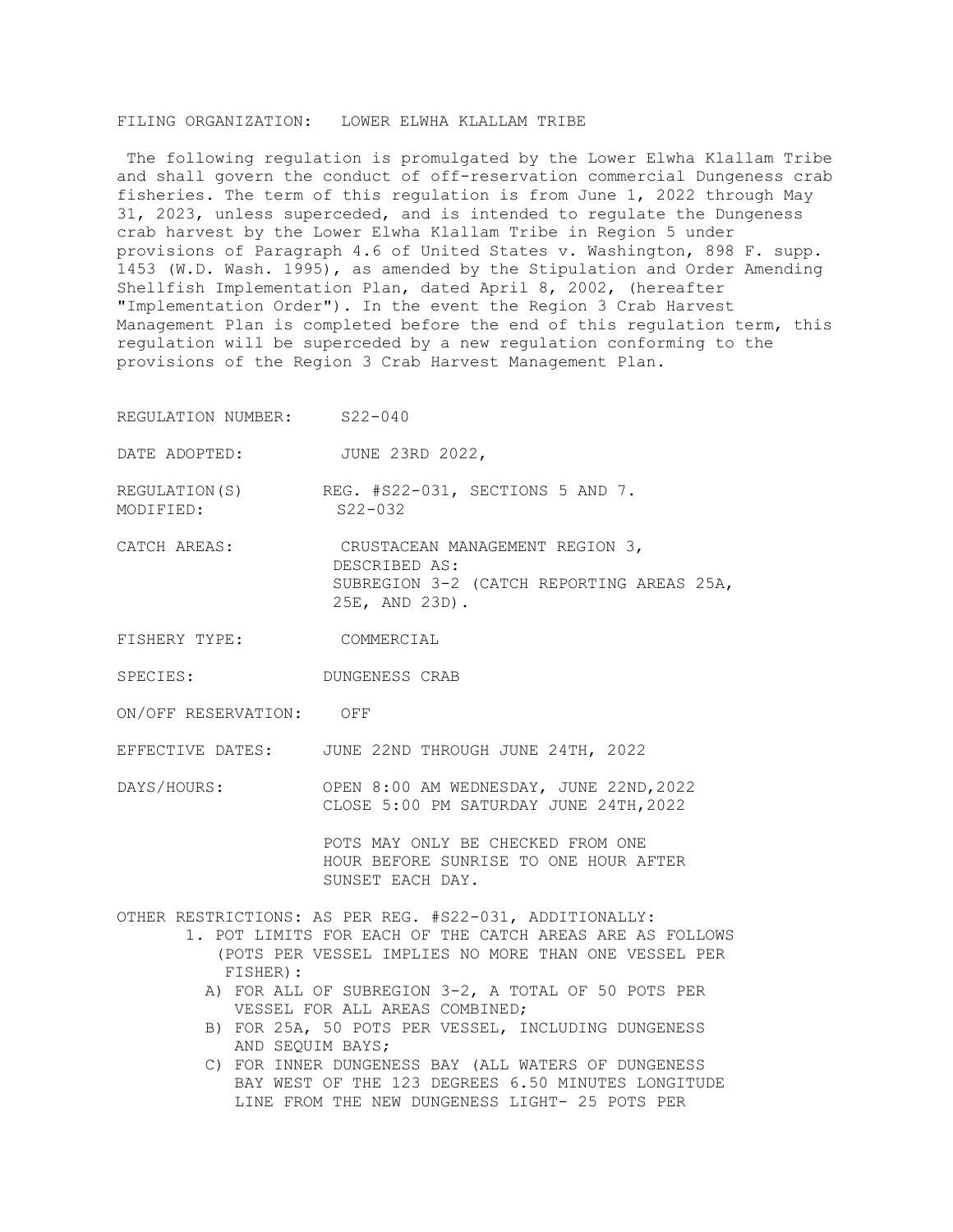FILING ORGANIZATION: LOWER ELWHA KLALLAM TRIBE

The following regulation is promulgated by the Lower Elwha Klallam Tribe and shall govern the conduct of off-reservation commercial Dungeness crab fisheries. The term of this regulation is from June 1, 2022 through May 31, 2023, unless superceded, and is intended to regulate the Dungeness crab harvest by the Lower Elwha Klallam Tribe in Region 5 under provisions of Paragraph 4.6 of United States v. Washington, 898 F. supp. 1453 (W.D. Wash. 1995), as amended by the Stipulation and Order Amending Shellfish Implementation Plan, dated April 8, 2002, (hereafter "Implementation Order"). In the event the Region 3 Crab Harvest Management Plan is completed before the end of this regulation term, this regulation will be superceded by a new regulation conforming to the provisions of the Region 3 Crab Harvest Management Plan.

REGULATION NUMBER: S22-040

DATE ADOPTED: JUNE 23RD 2022,

REGULATION(S) MODIFIED: REG. #S22-031, SECTIONS 5 AND 7. S22-032

CATCH AREAS: CRUSTACEAN MANAGEMENT REGION 3, DESCRIBED AS: SUBREGION 3-2 (CATCH REPORTING AREAS 25A, 25E, AND 23D).

FISHERY TYPE: COMMERCIAL

SPECIES: DUNGENESS CRAB

ON/OFF RESERVATION: OFF

EFFECTIVE DATES: JUNE 22ND THROUGH JUNE 24TH, 2022

DAYS/HOURS: OPEN 8:00 AM WEDNESDAY, JUNE 22ND,2022
CLOSE 5:00 PM SATURDAY JUNE 24TH,2022

POTS MAY ONLY BE CHECKED FROM ONE HOUR BEFORE SUNRISE TO ONE HOUR AFTER SUNSET EACH DAY.

OTHER RESTRICTIONS: AS PER REG. #S22-031, ADDITIONALLY:

1. POT LIMITS FOR EACH OF THE CATCH AREAS ARE AS FOLLOWS (POTS PER VESSEL IMPLIES NO MORE THAN ONE VESSEL PER FISHER):
   A) FOR ALL OF SUBREGION 3-2, A TOTAL OF 50 POTS PER VESSEL FOR ALL AREAS COMBINED;
   B) FOR 25A, 50 POTS PER VESSEL, INCLUDING DUNGENESS AND SEQUIM BAYS;
   C) FOR INNER DUNGENESS BAY (ALL WATERS OF DUNGENESS BAY WEST OF THE 123 DEGREES 6.50 MINUTES LONGITUDE LINE FROM THE NEW DUNGENESS LIGHT- 25 POTS PER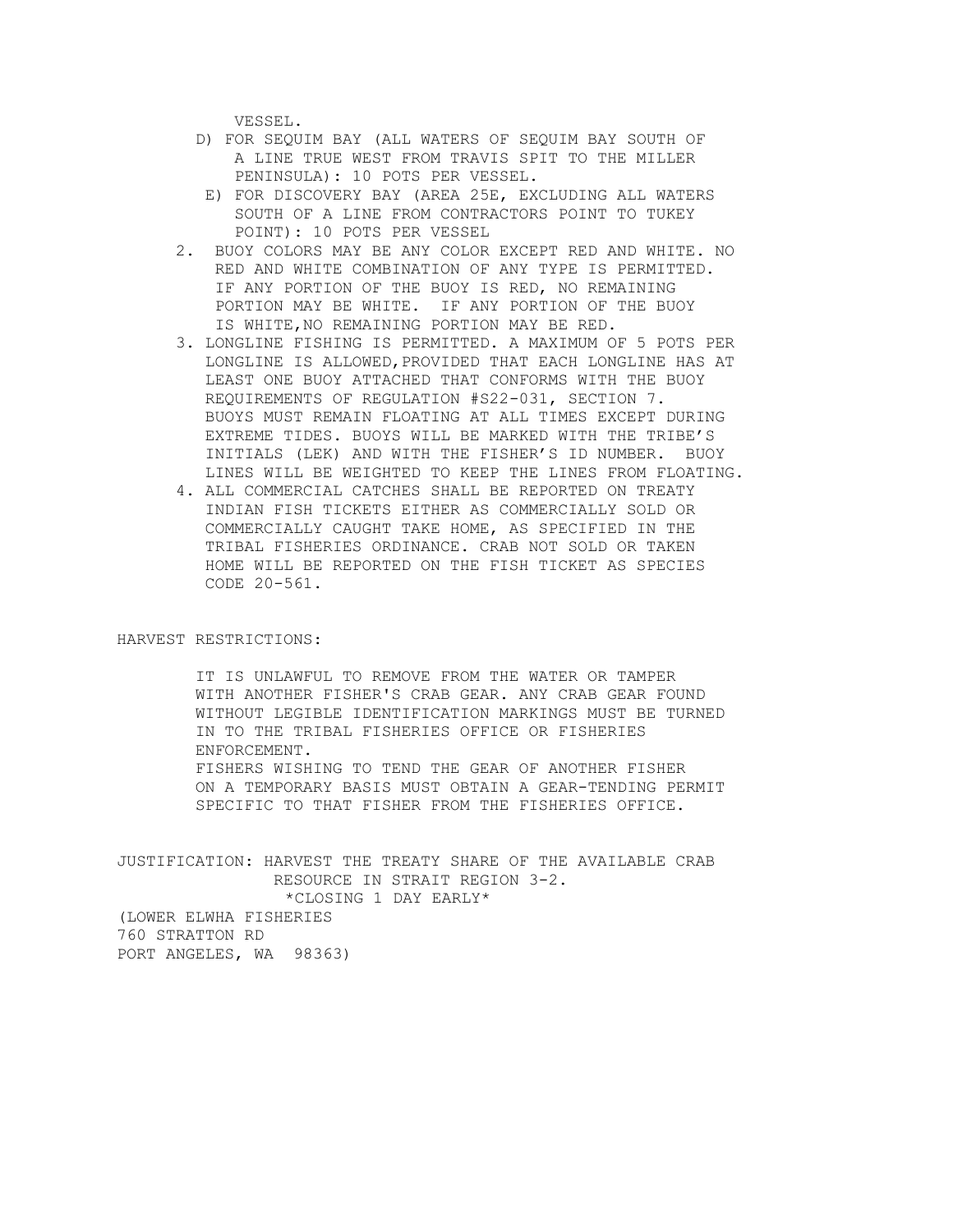VESSEL.

D) FOR SEQUIM BAY (ALL WATERS OF SEQUIM BAY SOUTH OF A LINE TRUE WEST FROM TRAVIS SPIT TO THE MILLER PENINSULA): 10 POTS PER VESSEL.

E) FOR DISCOVERY BAY (AREA 25E, EXCLUDING ALL WATERS SOUTH OF A LINE FROM CONTRACTORS POINT TO TUKEY POINT): 10 POTS PER VESSEL

2. BUOY COLORS MAY BE ANY COLOR EXCEPT RED AND WHITE. NO RED AND WHITE COMBINATION OF ANY TYPE IS PERMITTED. IF ANY PORTION OF THE BUOY IS RED, NO REMAINING PORTION MAY BE WHITE. IF ANY PORTION OF THE BUOY IS WHITE,NO REMAINING PORTION MAY BE RED.
3. LONGLINE FISHING IS PERMITTED. A MAXIMUM OF 5 POTS PER LONGLINE IS ALLOWED,PROVIDED THAT EACH LONGLINE HAS AT LEAST ONE BUOY ATTACHED THAT CONFORMS WITH THE BUOY REQUIREMENTS OF REGULATION #S22-031, SECTION 7. BUOYS MUST REMAIN FLOATING AT ALL TIMES EXCEPT DURING EXTREME TIDES. BUOYS WILL BE MARKED WITH THE TRIBE'S INITIALS (LEK) AND WITH THE FISHER'S ID NUMBER. BUOY LINES WILL BE WEIGHTED TO KEEP THE LINES FROM FLOATING.
4. ALL COMMERCIAL CATCHES SHALL BE REPORTED ON TREATY INDIAN FISH TICKETS EITHER AS COMMERCIALLY SOLD OR COMMERCIALLY CAUGHT TAKE HOME, AS SPECIFIED IN THE TRIBAL FISHERIES ORDINANCE. CRAB NOT SOLD OR TAKEN HOME WILL BE REPORTED ON THE FISH TICKET AS SPECIES CODE 20-561.

HARVEST RESTRICTIONS:

IT IS UNLAWFUL TO REMOVE FROM THE WATER OR TAMPER WITH ANOTHER FISHER'S CRAB GEAR. ANY CRAB GEAR FOUND WITHOUT LEGIBLE IDENTIFICATION MARKINGS MUST BE TURNED IN TO THE TRIBAL FISHERIES OFFICE OR FISHERIES ENFORCEMENT.
FISHERS WISHING TO TEND THE GEAR OF ANOTHER FISHER ON A TEMPORARY BASIS MUST OBTAIN A GEAR-TENDING PERMIT SPECIFIC TO THAT FISHER FROM THE FISHERIES OFFICE.

JUSTIFICATION: HARVEST THE TREATY SHARE OF THE AVAILABLE CRAB RESOURCE IN STRAIT REGION 3-2.
*CLOSING 1 DAY EARLY*

(LOWER ELWHA FISHERIES
760 STRATTON RD
PORT ANGELES, WA 98363)